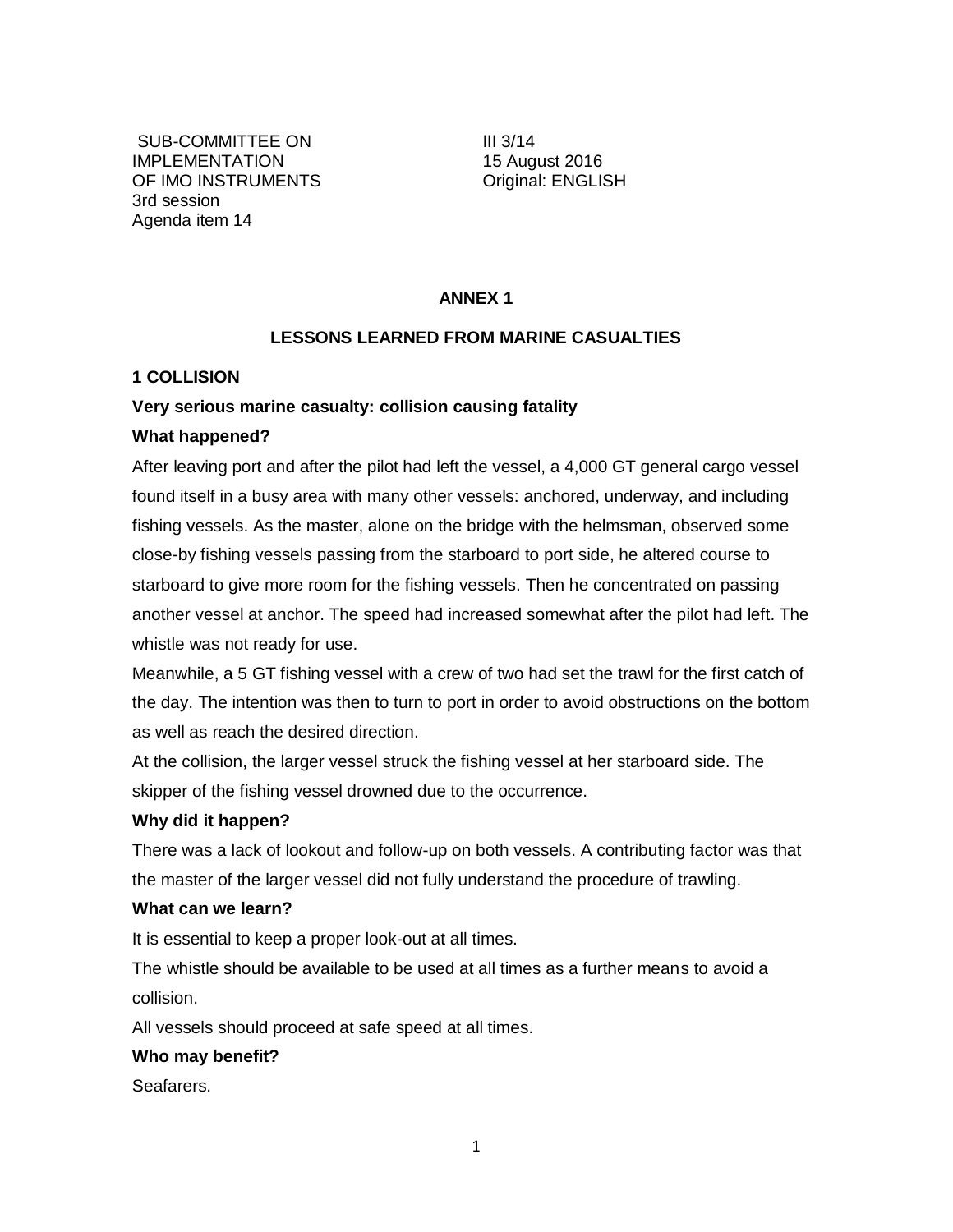SUB-COMMITTEE ON IMPLEMENTATION OF IMO INSTRUMENTS
3rd session
Agenda item 14

III 3/14
15 August 2016
Original: ENGLISH

## ANNEX 1

## LESSONS LEARNED FROM MARINE CASUALTIES

### 1 COLLISION

**Very serious marine casualty: collision causing fatality**

**What happened?**

After leaving port and after the pilot had left the vessel, a 4,000 GT general cargo vessel found itself in a busy area with many other vessels: anchored, underway, and including fishing vessels. As the master, alone on the bridge with the helmsman, observed some close-by fishing vessels passing from the starboard to port side, he altered course to starboard to give more room for the fishing vessels. Then he concentrated on passing another vessel at anchor. The speed had increased somewhat after the pilot had left. The whistle was not ready for use.

Meanwhile, a 5 GT fishing vessel with a crew of two had set the trawl for the first catch of the day. The intention was then to turn to port in order to avoid obstructions on the bottom as well as reach the desired direction.

At the collision, the larger vessel struck the fishing vessel at her starboard side. The skipper of the fishing vessel drowned due to the occurrence.

**Why did it happen?**

There was a lack of lookout and follow-up on both vessels. A contributing factor was that the master of the larger vessel did not fully understand the procedure of trawling.

**What can we learn?**

It is essential to keep a proper look-out at all times.

The whistle should be available to be used at all times as a further means to avoid a collision.

All vessels should proceed at safe speed at all times.

**Who may benefit?**

Seafarers.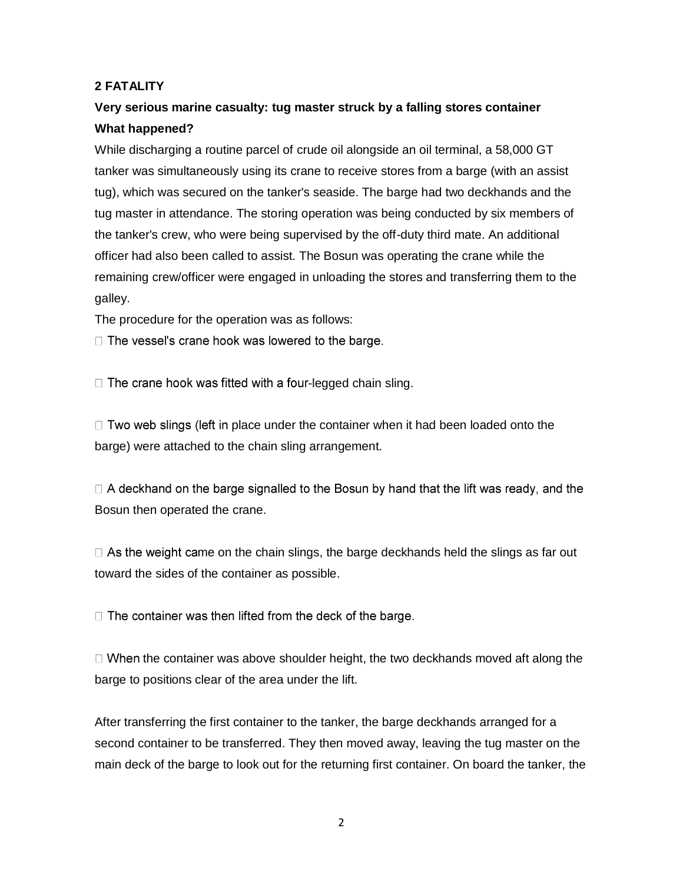**2 FATALITY**

**Very serious marine casualty: tug master struck by a falling stores container**

**What happened?**

While discharging a routine parcel of crude oil alongside an oil terminal, a 58,000 GT tanker was simultaneously using its crane to receive stores from a barge (with an assist tug), which was secured on the tanker's seaside. The barge had two deckhands and the tug master in attendance. The storing operation was being conducted by six members of the tanker's crew, who were being supervised by the off-duty third mate. An additional officer had also been called to assist. The Bosun was operating the crane while the remaining crew/officer were engaged in unloading the stores and transferring them to the galley.

The procedure for the operation was as follows:

- The vessel's crane hook was lowered to the barge.
- The crane hook was fitted with a four-legged chain sling.
- Two web slings (left in place under the container when it had been loaded onto the barge) were attached to the chain sling arrangement.
- A deckhand on the barge signalled to the Bosun by hand that the lift was ready, and the Bosun then operated the crane.
- As the weight came on the chain slings, the barge deckhands held the slings as far out toward the sides of the container as possible.
- The container was then lifted from the deck of the barge.
- When the container was above shoulder height, the two deckhands moved aft along the barge to positions clear of the area under the lift.

After transferring the first container to the tanker, the barge deckhands arranged for a second container to be transferred. They then moved away, leaving the tug master on the main deck of the barge to look out for the returning first container. On board the tanker, the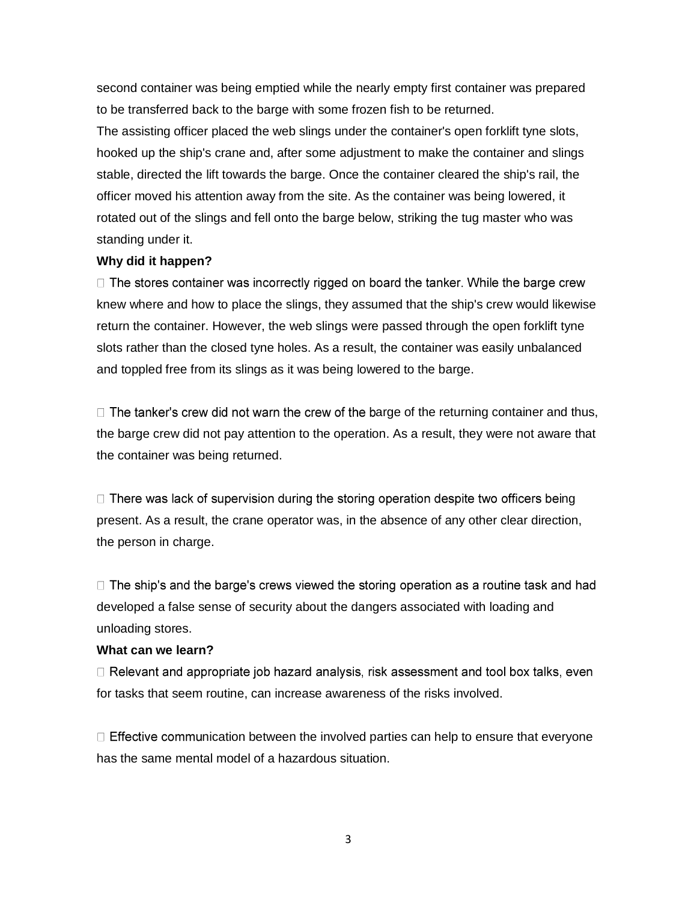second container was being emptied while the nearly empty first container was prepared to be transferred back to the barge with some frozen fish to be returned.
The assisting officer placed the web slings under the container's open forklift tyne slots, hooked up the ship's crane and, after some adjustment to make the container and slings stable, directed the lift towards the barge. Once the container cleared the ship's rail, the officer moved his attention away from the site. As the container was being lowered, it rotated out of the slings and fell onto the barge below, striking the tug master who was standing under it.

**Why did it happen?**

- The stores container was incorrectly rigged on board the tanker. While the barge crew knew where and how to place the slings, they assumed that the ship's crew would likewise return the container. However, the web slings were passed through the open forklift tyne slots rather than the closed tyne holes. As a result, the container was easily unbalanced and toppled free from its slings as it was being lowered to the barge.

- The tanker's crew did not warn the crew of the barge of the returning container and thus, the barge crew did not pay attention to the operation. As a result, they were not aware that the container was being returned.

- There was lack of supervision during the storing operation despite two officers being present. As a result, the crane operator was, in the absence of any other clear direction, the person in charge.

- The ship's and the barge's crews viewed the storing operation as a routine task and had developed a false sense of security about the dangers associated with loading and unloading stores.

**What can we learn?**

- Relevant and appropriate job hazard analysis, risk assessment and tool box talks, even for tasks that seem routine, can increase awareness of the risks involved.

- Effective communication between the involved parties can help to ensure that everyone has the same mental model of a hazardous situation.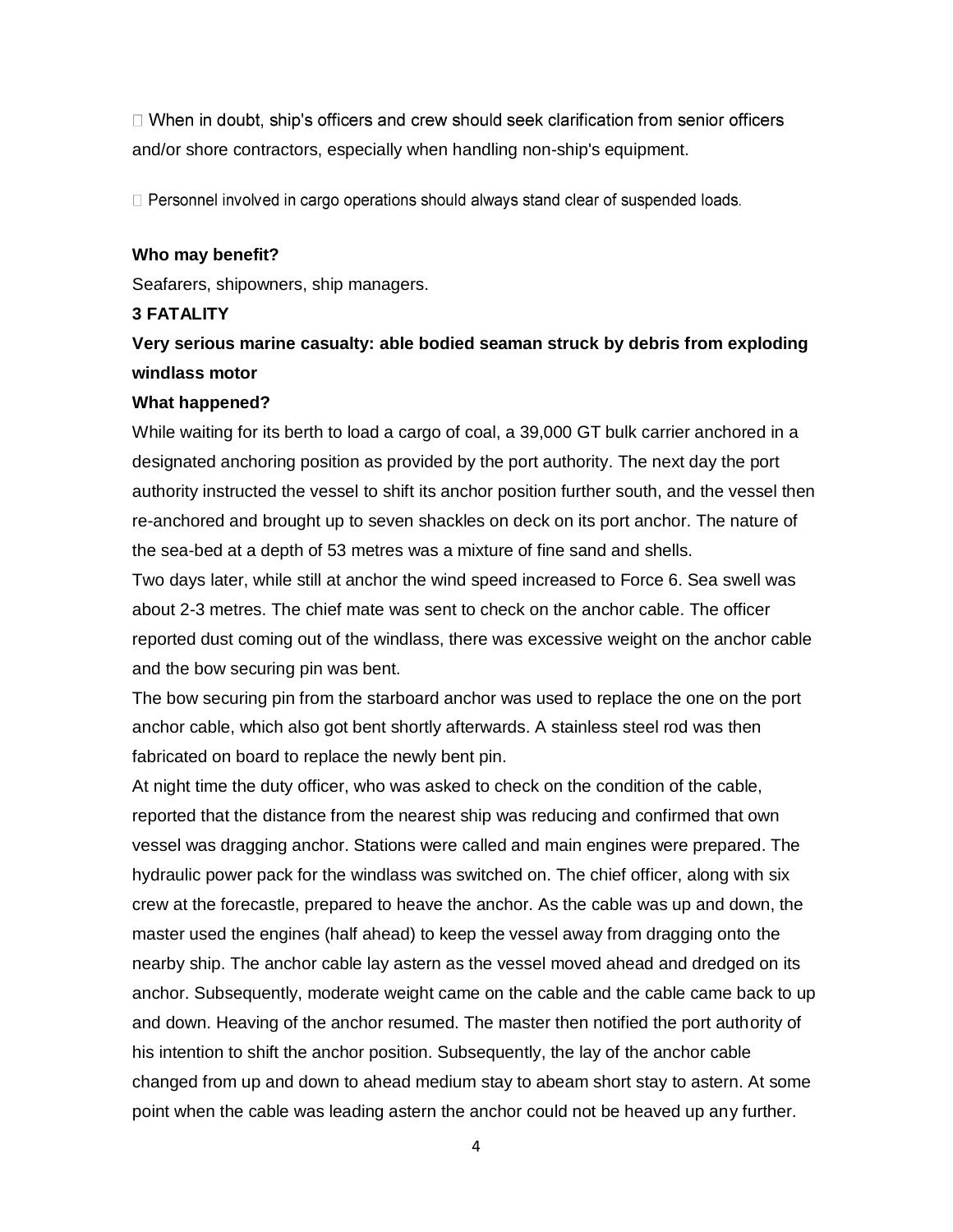- When in doubt, ship's officers and crew should seek clarification from senior officers and/or shore contractors, especially when handling non-ship's equipment.

- Personnel involved in cargo operations should always stand clear of suspended loads.

**Who may benefit?**

Seafarers, shipowners, ship managers.

**3 FATALITY**

**Very serious marine casualty: able bodied seaman struck by debris from exploding windlass motor**

**What happened?**

While waiting for its berth to load a cargo of coal, a 39,000 GT bulk carrier anchored in a designated anchoring position as provided by the port authority. The next day the port authority instructed the vessel to shift its anchor position further south, and the vessel then re-anchored and brought up to seven shackles on deck on its port anchor. The nature of the sea-bed at a depth of 53 metres was a mixture of fine sand and shells.

Two days later, while still at anchor the wind speed increased to Force 6. Sea swell was about 2-3 metres. The chief mate was sent to check on the anchor cable. The officer reported dust coming out of the windlass, there was excessive weight on the anchor cable and the bow securing pin was bent.

The bow securing pin from the starboard anchor was used to replace the one on the port anchor cable, which also got bent shortly afterwards. A stainless steel rod was then fabricated on board to replace the newly bent pin.

At night time the duty officer, who was asked to check on the condition of the cable, reported that the distance from the nearest ship was reducing and confirmed that own vessel was dragging anchor. Stations were called and main engines were prepared. The hydraulic power pack for the windlass was switched on. The chief officer, along with six crew at the forecastle, prepared to heave the anchor. As the cable was up and down, the master used the engines (half ahead) to keep the vessel away from dragging onto the nearby ship. The anchor cable lay astern as the vessel moved ahead and dredged on its anchor. Subsequently, moderate weight came on the cable and the cable came back to up and down. Heaving of the anchor resumed. The master then notified the port authority of his intention to shift the anchor position. Subsequently, the lay of the anchor cable changed from up and down to ahead medium stay to abeam short stay to astern. At some point when the cable was leading astern the anchor could not be heaved up any further.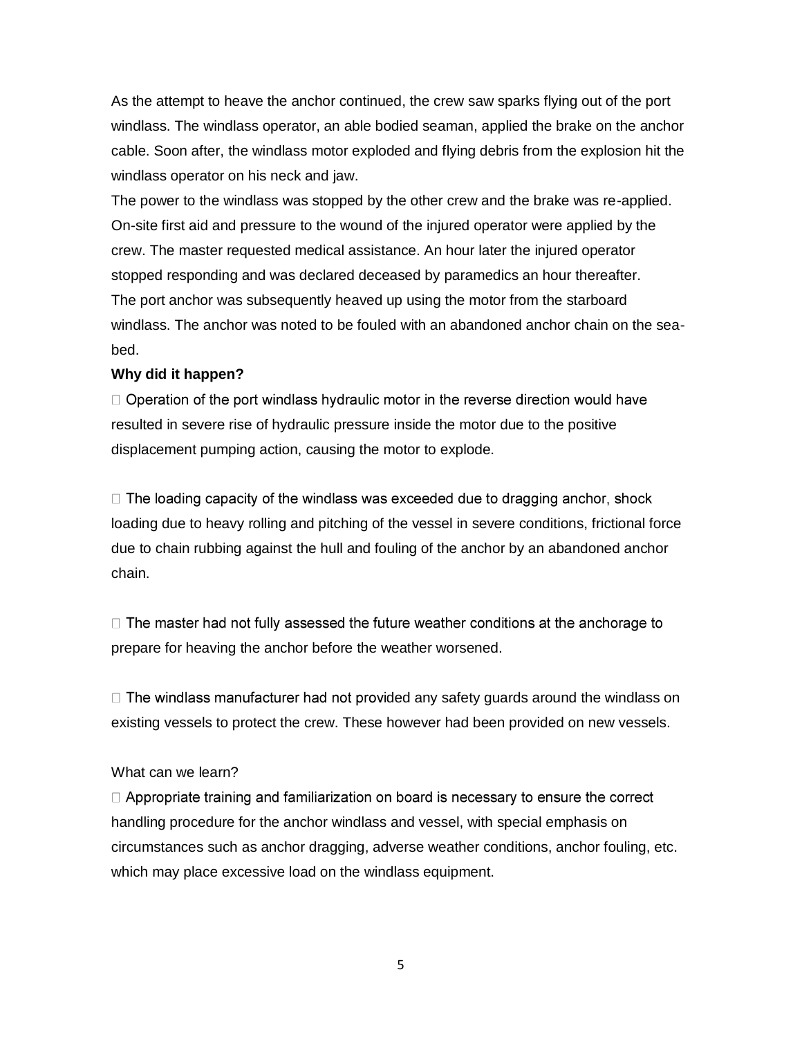As the attempt to heave the anchor continued, the crew saw sparks flying out of the port windlass. The windlass operator, an able bodied seaman, applied the brake on the anchor cable. Soon after, the windlass motor exploded and flying debris from the explosion hit the windlass operator on his neck and jaw.

The power to the windlass was stopped by the other crew and the brake was re-applied. On-site first aid and pressure to the wound of the injured operator were applied by the crew. The master requested medical assistance. An hour later the injured operator stopped responding and was declared deceased by paramedics an hour thereafter.

The port anchor was subsequently heaved up using the motor from the starboard windlass. The anchor was noted to be fouled with an abandoned anchor chain on the sea-bed.

**Why did it happen?**

- Operation of the port windlass hydraulic motor in the reverse direction would have resulted in severe rise of hydraulic pressure inside the motor due to the positive displacement pumping action, causing the motor to explode.

- The loading capacity of the windlass was exceeded due to dragging anchor, shock loading due to heavy rolling and pitching of the vessel in severe conditions, frictional force due to chain rubbing against the hull and fouling of the anchor by an abandoned anchor chain.

- The master had not fully assessed the future weather conditions at the anchorage to prepare for heaving the anchor before the weather worsened.

- The windlass manufacturer had not provided any safety guards around the windlass on existing vessels to protect the crew. These however had been provided on new vessels.

What can we learn?

- Appropriate training and familiarization on board is necessary to ensure the correct handling procedure for the anchor windlass and vessel, with special emphasis on circumstances such as anchor dragging, adverse weather conditions, anchor fouling, etc. which may place excessive load on the windlass equipment.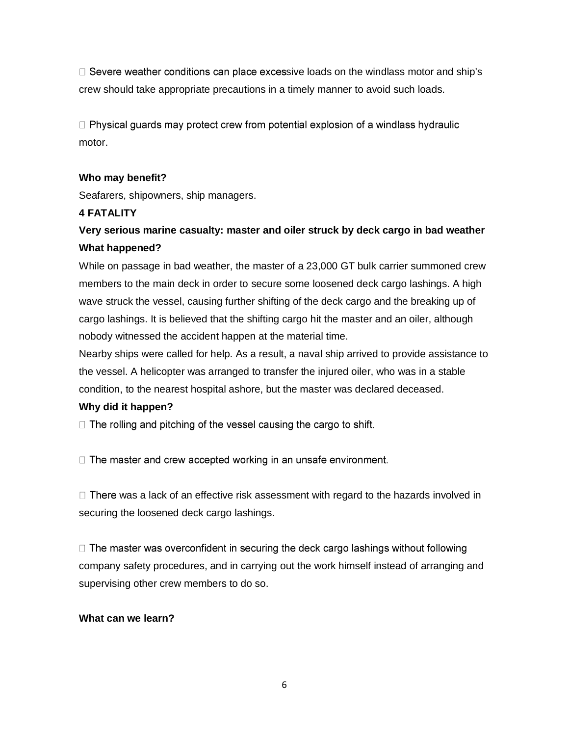- Severe weather conditions can place excessive loads on the windlass motor and ship's crew should take appropriate precautions in a timely manner to avoid such loads.

- Physical guards may protect crew from potential explosion of a windlass hydraulic motor.

**Who may benefit?**

Seafarers, shipowners, ship managers.

**4 FATALITY**

**Very serious marine casualty: master and oiler struck by deck cargo in bad weather**

**What happened?**

While on passage in bad weather, the master of a 23,000 GT bulk carrier summoned crew members to the main deck in order to secure some loosened deck cargo lashings. A high wave struck the vessel, causing further shifting of the deck cargo and the breaking up of cargo lashings. It is believed that the shifting cargo hit the master and an oiler, although nobody witnessed the accident happen at the material time.

Nearby ships were called for help. As a result, a naval ship arrived to provide assistance to the vessel. A helicopter was arranged to transfer the injured oiler, who was in a stable condition, to the nearest hospital ashore, but the master was declared deceased.

**Why did it happen?**

- The rolling and pitching of the vessel causing the cargo to shift.

- The master and crew accepted working in an unsafe environment.

- There was a lack of an effective risk assessment with regard to the hazards involved in securing the loosened deck cargo lashings.

- The master was overconfident in securing the deck cargo lashings without following company safety procedures, and in carrying out the work himself instead of arranging and supervising other crew members to do so.

**What can we learn?**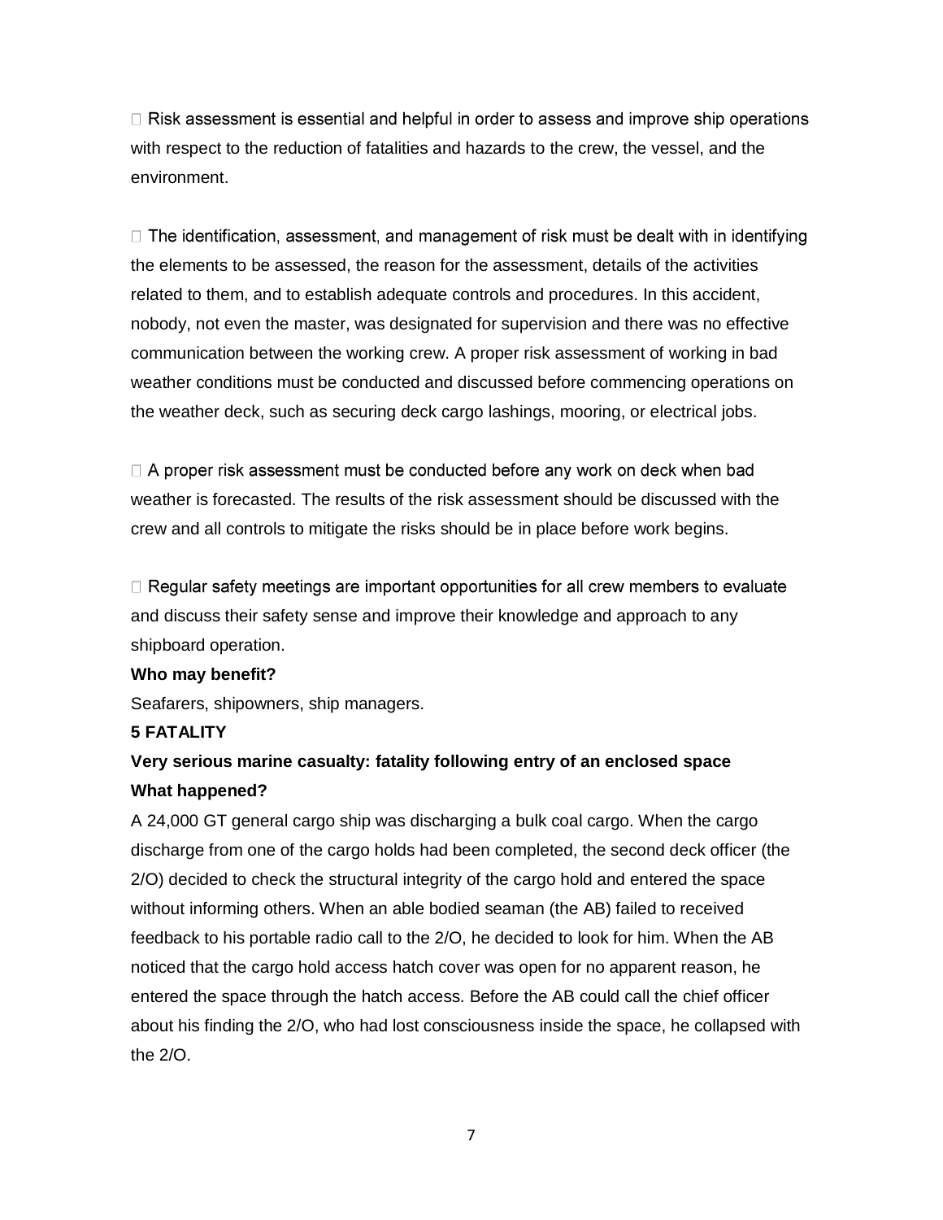- Risk assessment is essential and helpful in order to assess and improve ship operations with respect to the reduction of fatalities and hazards to the crew, the vessel, and the environment.

- The identification, assessment, and management of risk must be dealt with in identifying the elements to be assessed, the reason for the assessment, details of the activities related to them, and to establish adequate controls and procedures. In this accident, nobody, not even the master, was designated for supervision and there was no effective communication between the working crew. A proper risk assessment of working in bad weather conditions must be conducted and discussed before commencing operations on the weather deck, such as securing deck cargo lashings, mooring, or electrical jobs.

- A proper risk assessment must be conducted before any work on deck when bad weather is forecasted. The results of the risk assessment should be discussed with the crew and all controls to mitigate the risks should be in place before work begins.

- Regular safety meetings are important opportunities for all crew members to evaluate and discuss their safety sense and improve their knowledge and approach to any shipboard operation.

**Who may benefit?**

Seafarers, shipowners, ship managers.

**5 FATALITY**

**Very serious marine casualty: fatality following entry of an enclosed space**

**What happened?**

A 24,000 GT general cargo ship was discharging a bulk coal cargo. When the cargo discharge from one of the cargo holds had been completed, the second deck officer (the 2/O) decided to check the structural integrity of the cargo hold and entered the space without informing others. When an able bodied seaman (the AB) failed to received feedback to his portable radio call to the 2/O, he decided to look for him. When the AB noticed that the cargo hold access hatch cover was open for no apparent reason, he entered the space through the hatch access. Before the AB could call the chief officer about his finding the 2/O, who had lost consciousness inside the space, he collapsed with the 2/O.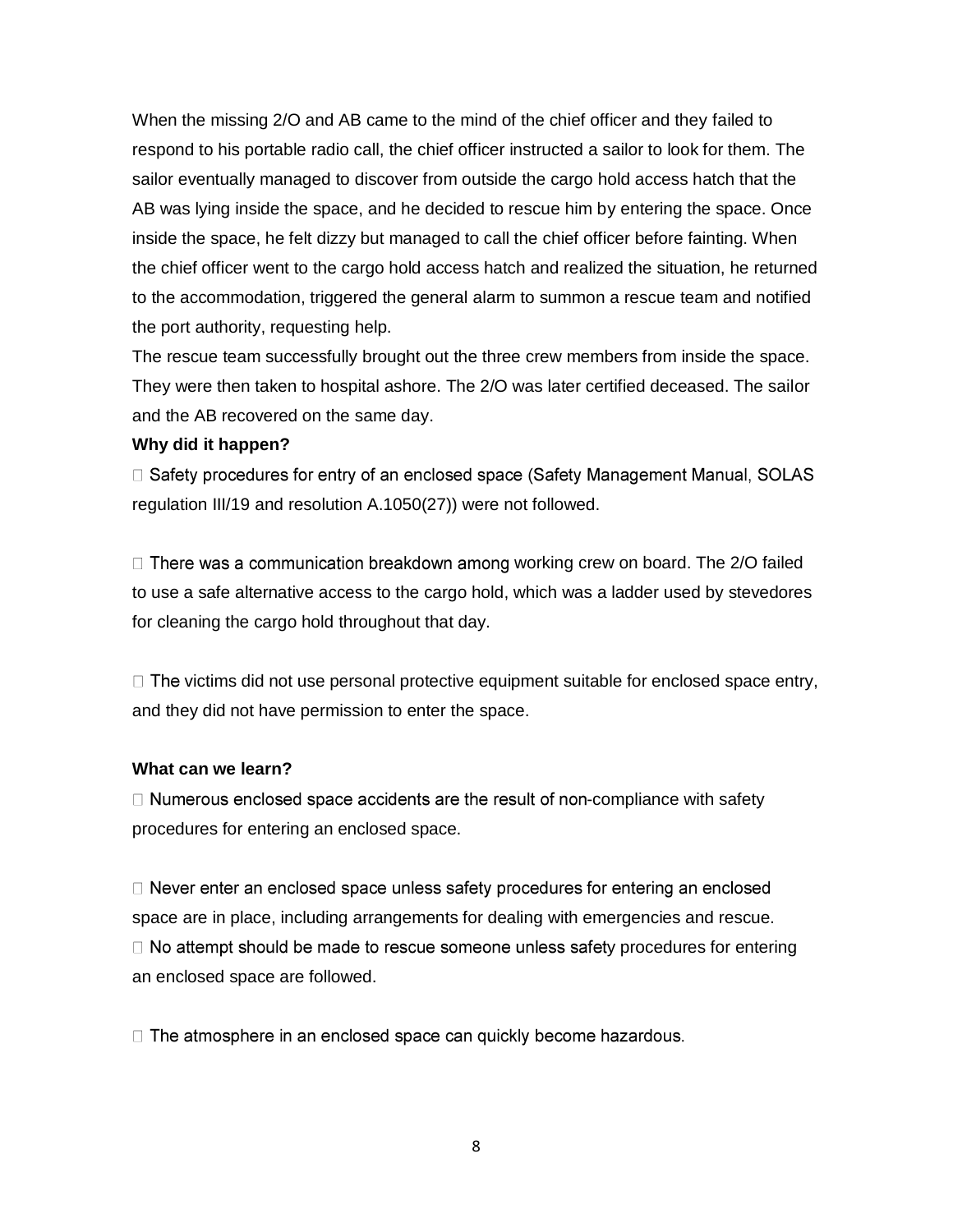When the missing 2/O and AB came to the mind of the chief officer and they failed to respond to his portable radio call, the chief officer instructed a sailor to look for them. The sailor eventually managed to discover from outside the cargo hold access hatch that the AB was lying inside the space, and he decided to rescue him by entering the space. Once inside the space, he felt dizzy but managed to call the chief officer before fainting. When the chief officer went to the cargo hold access hatch and realized the situation, he returned to the accommodation, triggered the general alarm to summon a rescue team and notified the port authority, requesting help.

The rescue team successfully brought out the three crew members from inside the space. They were then taken to hospital ashore. The 2/O was later certified deceased. The sailor and the AB recovered on the same day.

**Why did it happen?**

- Safety procedures for entry of an enclosed space (Safety Management Manual, SOLAS regulation III/19 and resolution A.1050(27)) were not followed.

- There was a communication breakdown among working crew on board. The 2/O failed to use a safe alternative access to the cargo hold, which was a ladder used by stevedores for cleaning the cargo hold throughout that day.

- The victims did not use personal protective equipment suitable for enclosed space entry, and they did not have permission to enter the space.

**What can we learn?**

- Numerous enclosed space accidents are the result of non-compliance with safety procedures for entering an enclosed space.

- Never enter an enclosed space unless safety procedures for entering an enclosed space are in place, including arrangements for dealing with emergencies and rescue.
- No attempt should be made to rescue someone unless safety procedures for entering an enclosed space are followed.

- The atmosphere in an enclosed space can quickly become hazardous.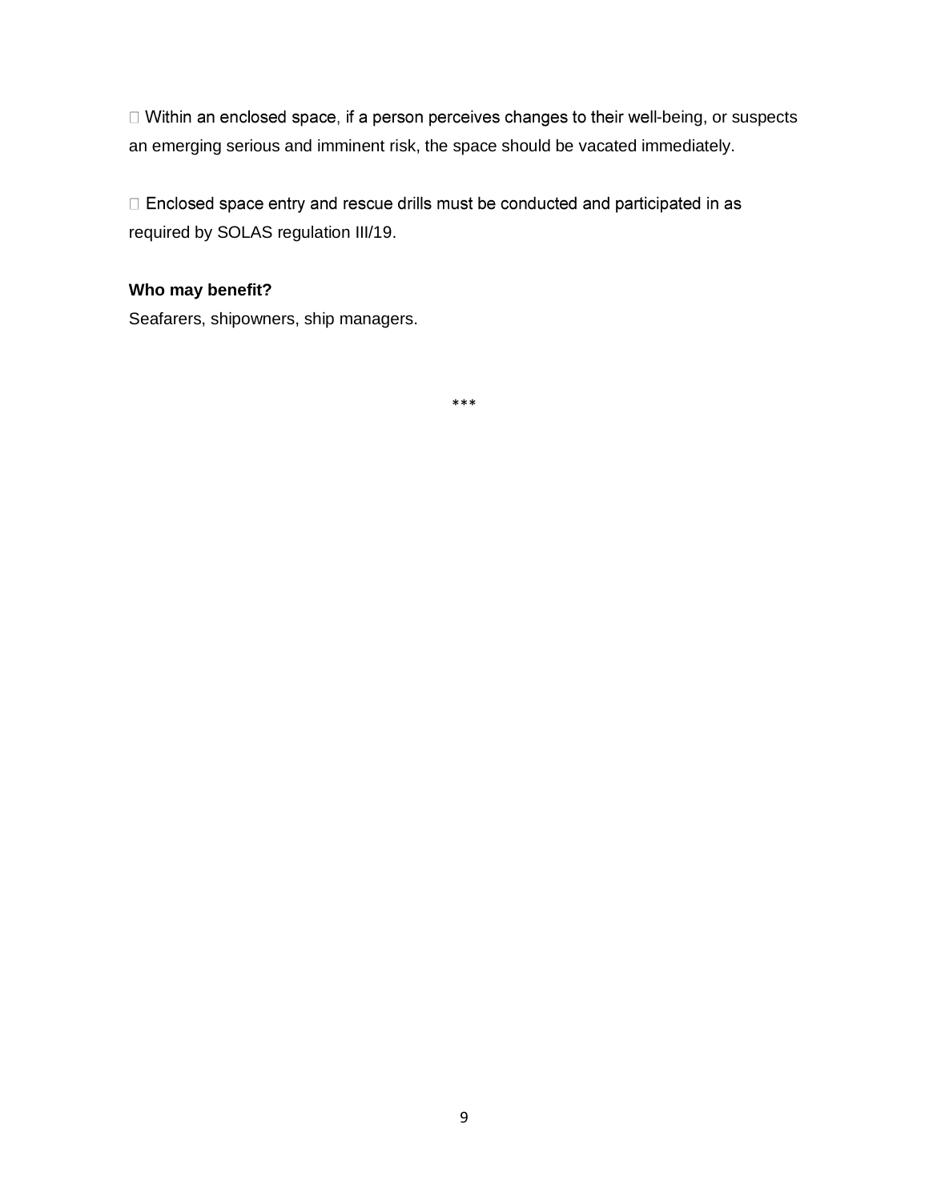- Within an enclosed space, if a person perceives changes to their well-being, or suspects an emerging serious and imminent risk, the space should be vacated immediately.

- Enclosed space entry and rescue drills must be conducted and participated in as required by SOLAS regulation III/19.

**Who may benefit?**

Seafarers, shipowners, ship managers.

***